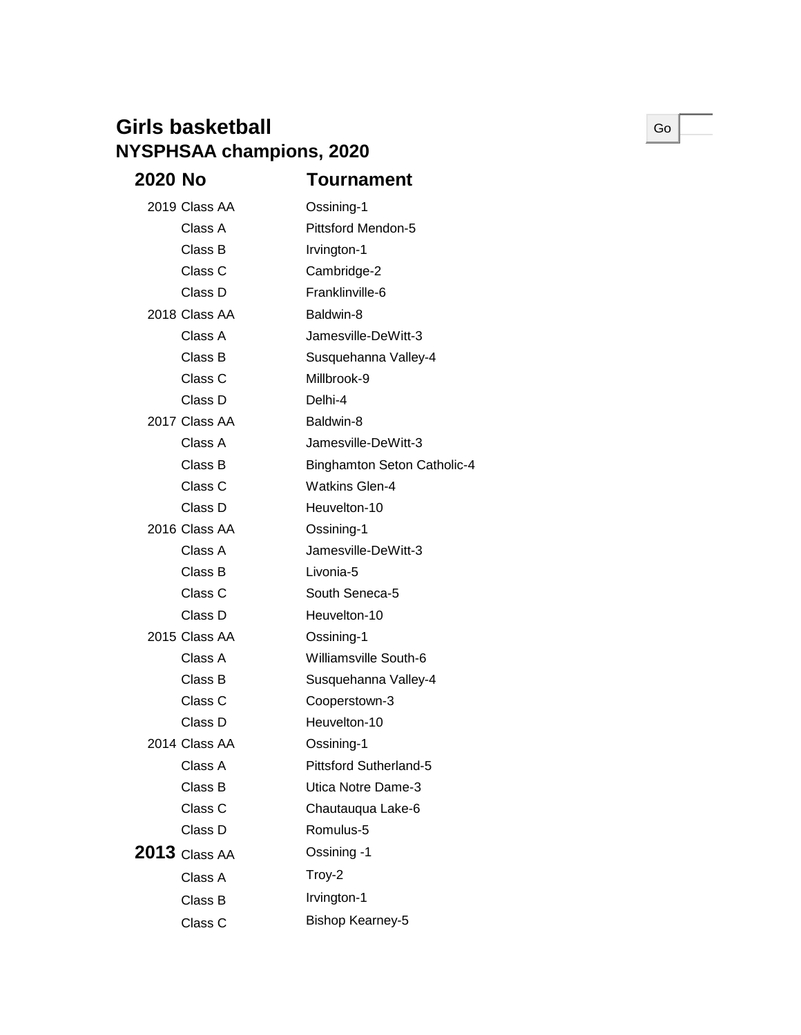# Girls basketball

## NYSPHSAA champions, 2020

Go

| 2020 | No | Tournament |
|---|---|---|
| 2019 | Class AA | Ossining-1 |
| | Class A | Pittsford Mendon-5 |
| | Class B | Irvington-1 |
| | Class C | Cambridge-2 |
| | Class D | Franklinville-6 |
| 2018 | Class AA | Baldwin-8 |
| | Class A | Jamesville-DeWitt-3 |
| | Class B | Susquehanna Valley-4 |
| | Class C | Millbrook-9 |
| | Class D | Delhi-4 |
| 2017 | Class AA | Baldwin-8 |
| | Class A | Jamesville-DeWitt-3 |
| | Class B | Binghamton Seton Catholic-4 |
| | Class C | Watkins Glen-4 |
| | Class D | Heuvelton-10 |
| 2016 | Class AA | Ossining-1 |
| | Class A | Jamesville-DeWitt-3 |
| | Class B | Livonia-5 |
| | Class C | South Seneca-5 |
| | Class D | Heuvelton-10 |
| 2015 | Class AA | Ossining-1 |
| | Class A | Williamsville South-6 |
| | Class B | Susquehanna Valley-4 |
| | Class C | Cooperstown-3 |
| | Class D | Heuvelton-10 |
| 2014 | Class AA | Ossining-1 |
| | Class A | Pittsford Sutherland-5 |
| | Class B | Utica Notre Dame-3 |
| | Class C | Chautauqua Lake-6 |
| | Class D | Romulus-5 |
| **2013** | Class AA | Ossining -1 |
| | Class A | Troy-2 |
| | Class B | Irvington-1 |
| | Class C | Bishop Kearney-5 |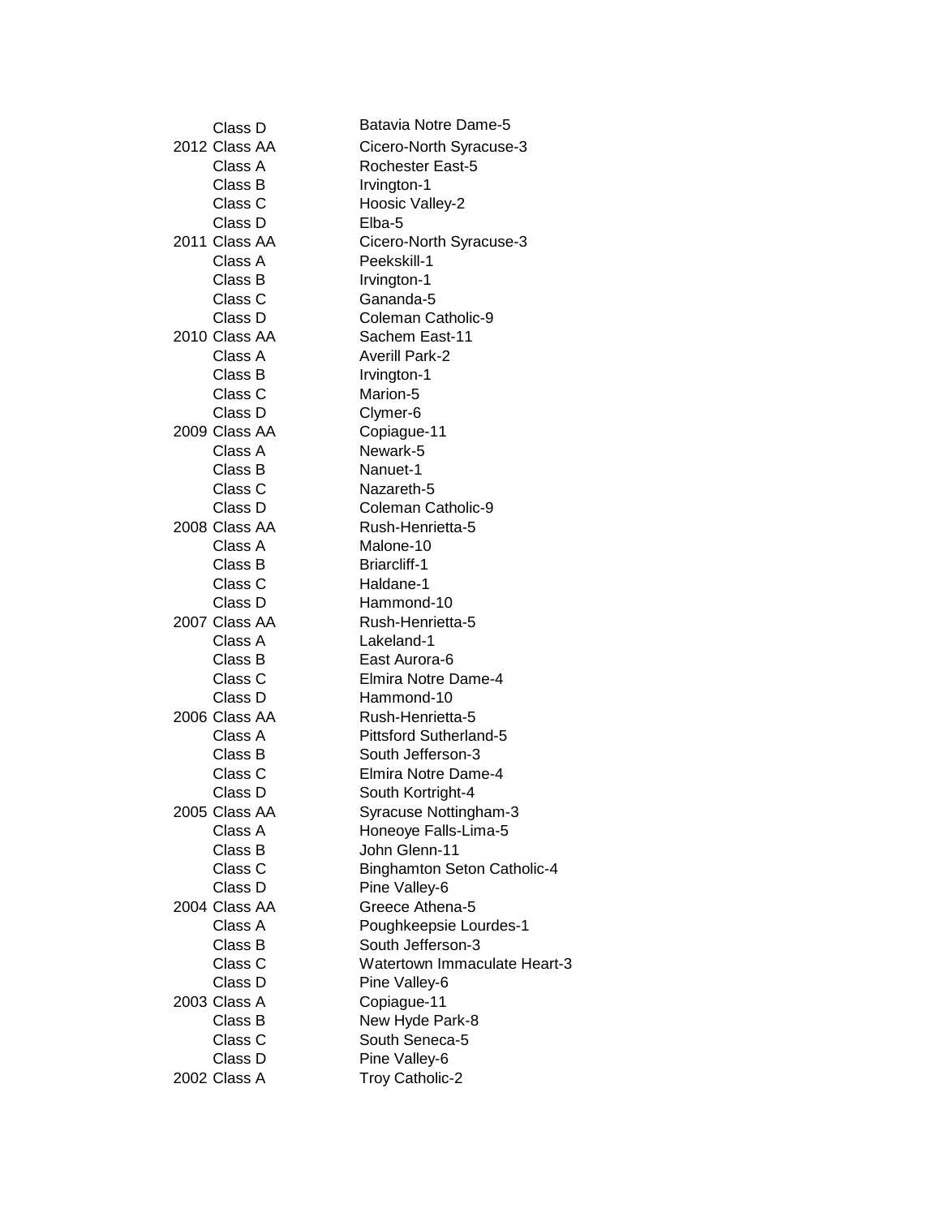| | | |
|---|---|---|
| | Class D | Batavia Notre Dame-5 |
| 2012 | Class AA | Cicero-North Syracuse-3 |
| | Class A | Rochester East-5 |
| | Class B | Irvington-1 |
| | Class C | Hoosic Valley-2 |
| | Class D | Elba-5 |
| 2011 | Class AA | Cicero-North Syracuse-3 |
| | Class A | Peekskill-1 |
| | Class B | Irvington-1 |
| | Class C | Gananda-5 |
| | Class D | Coleman Catholic-9 |
| 2010 | Class AA | Sachem East-11 |
| | Class A | Averill Park-2 |
| | Class B | Irvington-1 |
| | Class C | Marion-5 |
| | Class D | Clymer-6 |
| 2009 | Class AA | Copiague-11 |
| | Class A | Newark-5 |
| | Class B | Nanuet-1 |
| | Class C | Nazareth-5 |
| | Class D | Coleman Catholic-9 |
| 2008 | Class AA | Rush-Henrietta-5 |
| | Class A | Malone-10 |
| | Class B | Briarcliff-1 |
| | Class C | Haldane-1 |
| | Class D | Hammond-10 |
| 2007 | Class AA | Rush-Henrietta-5 |
| | Class A | Lakeland-1 |
| | Class B | East Aurora-6 |
| | Class C | Elmira Notre Dame-4 |
| | Class D | Hammond-10 |
| 2006 | Class AA | Rush-Henrietta-5 |
| | Class A | Pittsford Sutherland-5 |
| | Class B | South Jefferson-3 |
| | Class C | Elmira Notre Dame-4 |
| | Class D | South Kortright-4 |
| 2005 | Class AA | Syracuse Nottingham-3 |
| | Class A | Honeoye Falls-Lima-5 |
| | Class B | John Glenn-11 |
| | Class C | Binghamton Seton Catholic-4 |
| | Class D | Pine Valley-6 |
| 2004 | Class AA | Greece Athena-5 |
| | Class A | Poughkeepsie Lourdes-1 |
| | Class B | South Jefferson-3 |
| | Class C | Watertown Immaculate Heart-3 |
| | Class D | Pine Valley-6 |
| 2003 | Class A | Copiague-11 |
| | Class B | New Hyde Park-8 |
| | Class C | South Seneca-5 |
| | Class D | Pine Valley-6 |
| 2002 | Class A | Troy Catholic-2 |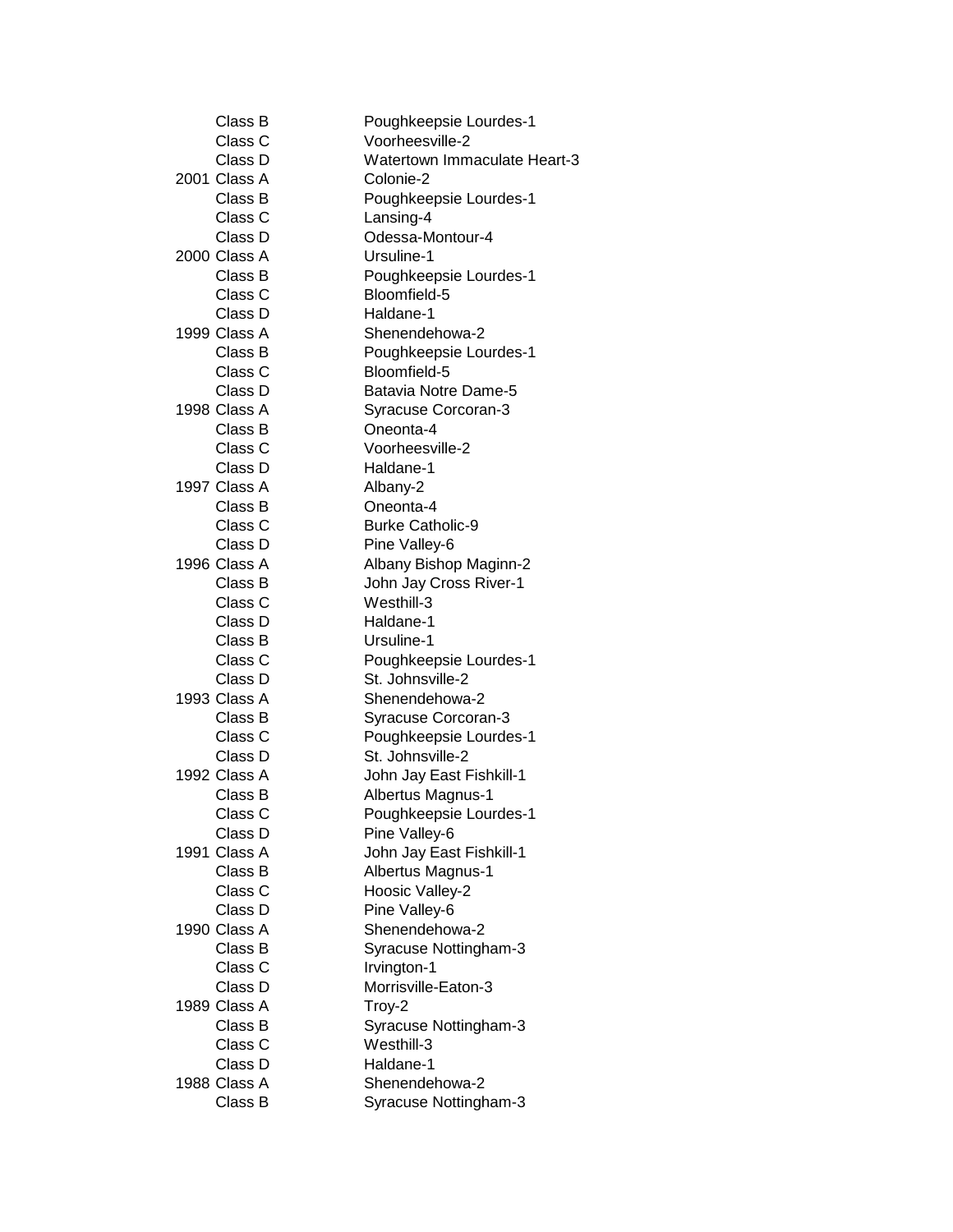| | | |
|---|---|---|
| | Class B | Poughkeepsie Lourdes-1 |
| | Class C | Voorheesville-2 |
| | Class D | Watertown Immaculate Heart-3 |
| 2001 | Class A | Colonie-2 |
| | Class B | Poughkeepsie Lourdes-1 |
| | Class C | Lansing-4 |
| | Class D | Odessa-Montour-4 |
| 2000 | Class A | Ursuline-1 |
| | Class B | Poughkeepsie Lourdes-1 |
| | Class C | Bloomfield-5 |
| | Class D | Haldane-1 |
| 1999 | Class A | Shenendehowa-2 |
| | Class B | Poughkeepsie Lourdes-1 |
| | Class C | Bloomfield-5 |
| | Class D | Batavia Notre Dame-5 |
| 1998 | Class A | Syracuse Corcoran-3 |
| | Class B | Oneonta-4 |
| | Class C | Voorheesville-2 |
| | Class D | Haldane-1 |
| 1997 | Class A | Albany-2 |
| | Class B | Oneonta-4 |
| | Class C | Burke Catholic-9 |
| | Class D | Pine Valley-6 |
| 1996 | Class A | Albany Bishop Maginn-2 |
| | Class B | John Jay Cross River-1 |
| | Class C | Westhill-3 |
| | Class D | Haldane-1 |
| | Class B | Ursuline-1 |
| | Class C | Poughkeepsie Lourdes-1 |
| | Class D | St. Johnsville-2 |
| 1993 | Class A | Shenendehowa-2 |
| | Class B | Syracuse Corcoran-3 |
| | Class C | Poughkeepsie Lourdes-1 |
| | Class D | St. Johnsville-2 |
| 1992 | Class A | John Jay East Fishkill-1 |
| | Class B | Albertus Magnus-1 |
| | Class C | Poughkeepsie Lourdes-1 |
| | Class D | Pine Valley-6 |
| 1991 | Class A | John Jay East Fishkill-1 |
| | Class B | Albertus Magnus-1 |
| | Class C | Hoosic Valley-2 |
| | Class D | Pine Valley-6 |
| 1990 | Class A | Shenendehowa-2 |
| | Class B | Syracuse Nottingham-3 |
| | Class C | Irvington-1 |
| | Class D | Morrisville-Eaton-3 |
| 1989 | Class A | Troy-2 |
| | Class B | Syracuse Nottingham-3 |
| | Class C | Westhill-3 |
| | Class D | Haldane-1 |
| 1988 | Class A | Shenendehowa-2 |
| | Class B | Syracuse Nottingham-3 |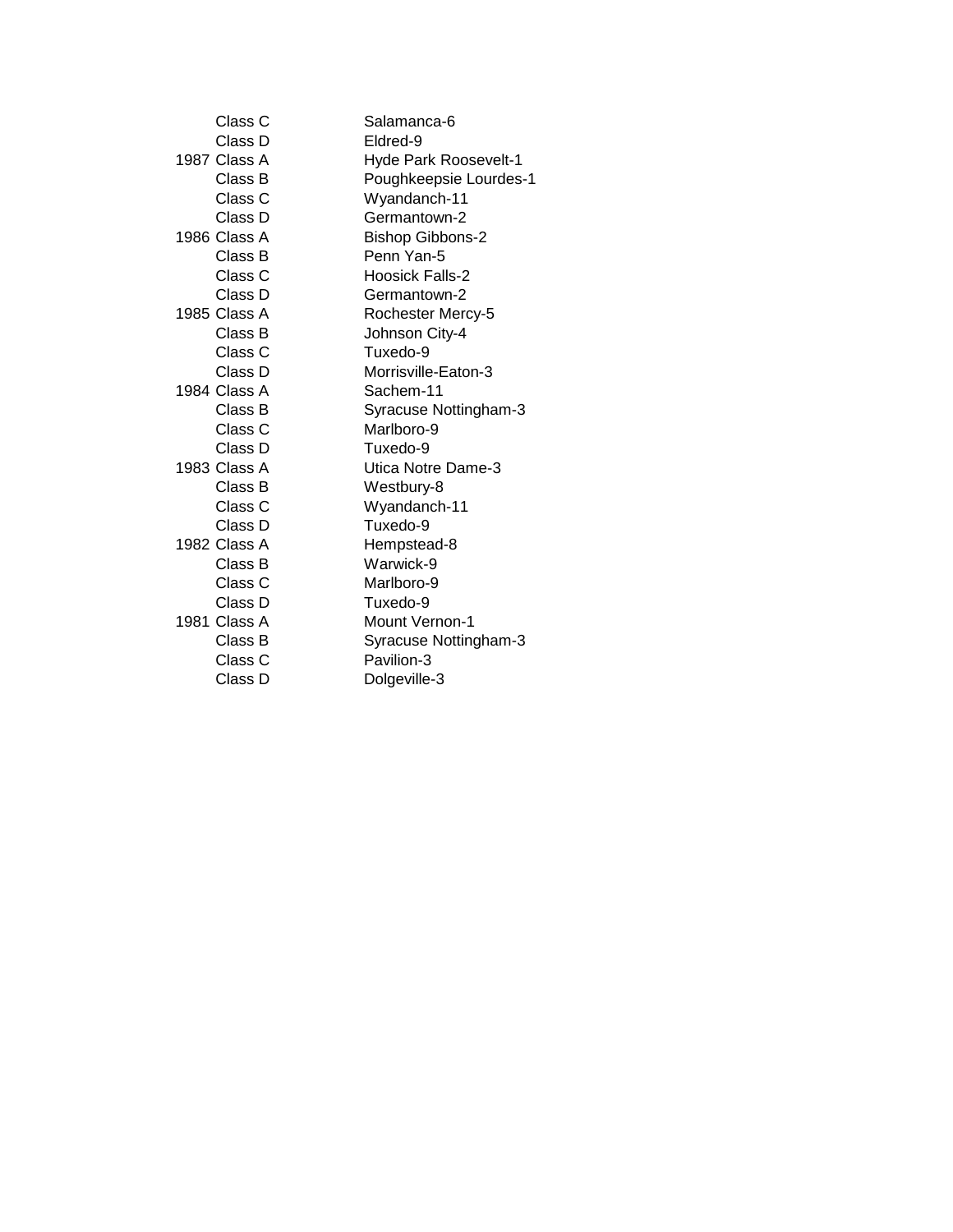| | | |
|---|---|---|
| | Class C | Salamanca-6 |
| | Class D | Eldred-9 |
| 1987 | Class A | Hyde Park Roosevelt-1 |
| | Class B | Poughkeepsie Lourdes-1 |
| | Class C | Wyandanch-11 |
| | Class D | Germantown-2 |
| 1986 | Class A | Bishop Gibbons-2 |
| | Class B | Penn Yan-5 |
| | Class C | Hoosick Falls-2 |
| | Class D | Germantown-2 |
| 1985 | Class A | Rochester Mercy-5 |
| | Class B | Johnson City-4 |
| | Class C | Tuxedo-9 |
| | Class D | Morrisville-Eaton-3 |
| 1984 | Class A | Sachem-11 |
| | Class B | Syracuse Nottingham-3 |
| | Class C | Marlboro-9 |
| | Class D | Tuxedo-9 |
| 1983 | Class A | Utica Notre Dame-3 |
| | Class B | Westbury-8 |
| | Class C | Wyandanch-11 |
| | Class D | Tuxedo-9 |
| 1982 | Class A | Hempstead-8 |
| | Class B | Warwick-9 |
| | Class C | Marlboro-9 |
| | Class D | Tuxedo-9 |
| 1981 | Class A | Mount Vernon-1 |
| | Class B | Syracuse Nottingham-3 |
| | Class C | Pavilion-3 |
| | Class D | Dolgeville-3 |